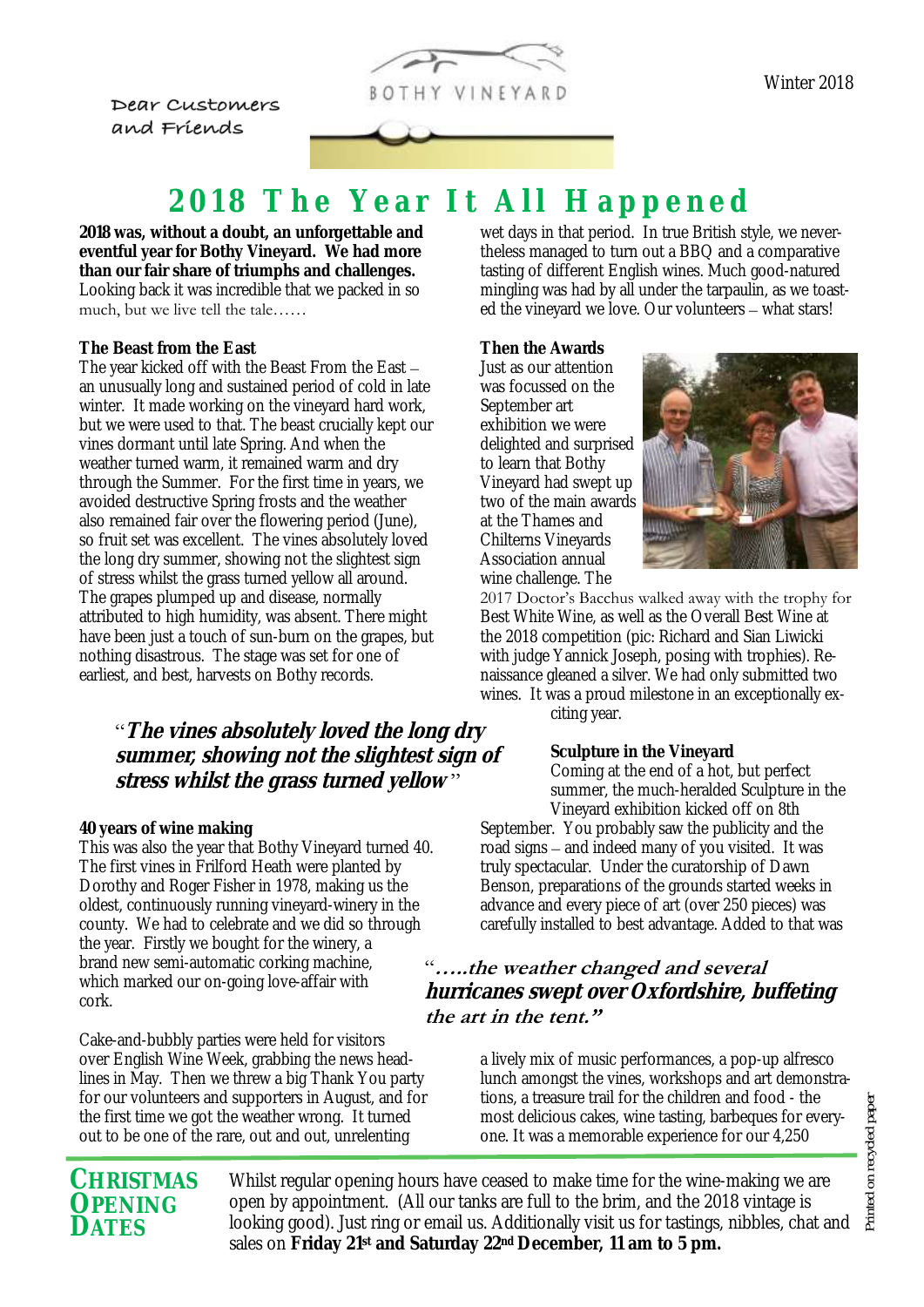Dear Customers and Friends

BOTHY VINEYARD

Winter 2018

# 2018 The Year It All Happened

**2018 was, without a doubt, an unforgettable and eventful year for Bothy Vineyard. We had more than our fair share of triumphs and challenges.** Looking back it was incredible that we packed in so much, but we live tell the tale……

**The Beast from the East**

The year kicked off with the Beast From the East – an unusually long and sustained period of cold in late winter. It made working on the vineyard hard work, but we were used to that. The beast crucially kept our vines dormant until late Spring. And when the weather turned warm, it remained warm and dry through the Summer. For the first time in years, we avoided destructive Spring frosts and the weather also remained fair over the flowering period (June), so fruit set was excellent. The vines absolutely loved the long dry summer, showing not the slightest sign of stress whilst the grass turned yellow all around. The grapes plumped up and disease, normally attributed to high humidity, was absent. There might have been just a touch of sun-burn on the grapes, but nothing disastrous. The stage was set for one of earliest, and best, harvests on Bothy records.

"***The vines absolutely loved the long dry summer, showing not the slightest sign of stress whilst the grass turned yellow***"

**40 years of wine making**

This was also the year that Bothy Vineyard turned 40. The first vines in Frilford Heath were planted by Dorothy and Roger Fisher in 1978, making us the oldest, continuously running vineyard-winery in the county. We had to celebrate and we did so through the year. Firstly we bought for the winery, a brand new semi-automatic corking machine, which marked our on-going love-affair with cork.

Cake-and-bubbly parties were held for visitors over English Wine Week, grabbing the news headlines in May. Then we threw a big Thank You party for our volunteers and supporters in August, and for the first time we got the weather wrong. It turned out to be one of the rare, out and out, unrelenting wet days in that period. In true British style, we nevertheless managed to turn out a BBQ and a comparative tasting of different English wines. Much good-natured mingling was had by all under the tarpaulin, as we toasted the vineyard we love. Our volunteers – what stars!

**Then the Awards**

Just as our attention was focussed on the September art exhibition we were delighted and surprised to learn that Bothy Vineyard had swept up two of the main awards at the Thames and Chilterns Vineyards Association annual wine challenge. The 2017 Doctor's Bacchus walked away with the trophy for Best White Wine, as well as the Overall Best Wine at the 2018 competition (pic: Richard and Sian Liwicki with judge Yannick Joseph, posing with trophies). Renaissance gleaned a silver. We had only submitted two wines. It was a proud milestone in an exceptionally exciting year.

**Sculpture in the Vineyard**

Coming at the end of a hot, but perfect summer, the much-heralded Sculpture in the Vineyard exhibition kicked off on 8th September. You probably saw the publicity and the road signs – and indeed many of you visited. It was truly spectacular. Under the curatorship of Dawn Benson, preparations of the grounds started weeks in advance and every piece of art (over 250 pieces) was carefully installed to best advantage. Added to that was a lively mix of music performances, a pop-up alfresco lunch amongst the vines, workshops and art demonstrations, a treasure trail for the children and food - the most delicious cakes, wine tasting, barbeques for everyone. It was a memorable experience for our 4,250

"***…..the weather changed and several hurricanes swept over Oxfordshire, buffeting the art in the tent.***"

## CHRISTMAS OPENING DATES

Whilst regular opening hours have ceased to make time for the wine-making we are open by appointment. (All our tanks are full to the brim, and the 2018 vintage is looking good). Just ring or email us. Additionally visit us for tastings, nibbles, chat and sales on **Friday 21st and Saturday 22nd December, 11 am to 5 pm.**

Printed on recycled paper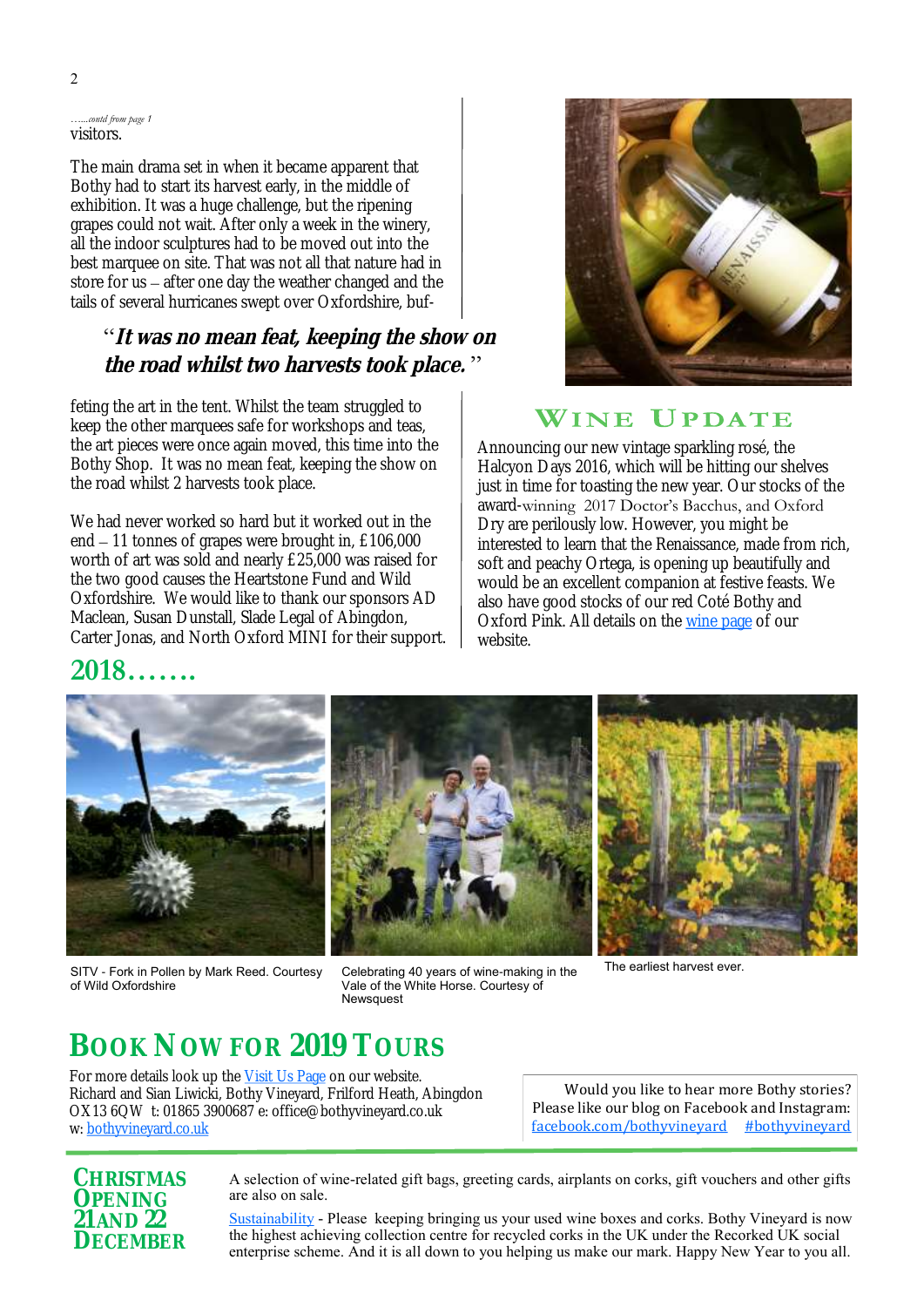*......contd from page 1*

visitors.

The main drama set in when it became apparent that Bothy had to start its harvest early, in the middle of exhibition. It was a huge challenge, but the ripening grapes could not wait. After only a week in the winery, all the indoor sculptures had to be moved out into the best marquee on site. That was not all that nature had in store for us – after one day the weather changed and the tails of several hurricanes swept over Oxfordshire, buffeting the art in the tent. Whilst the team struggled to keep the other marquees safe for workshops and teas, the art pieces were once again moved, this time into the Bothy Shop. It was no mean feat, keeping the show on the road whilst 2 harvests took place.

> "***It was no mean feat, keeping the show on the road whilst two harvests took place.***"

We had never worked so hard but it worked out in the end – 11 tonnes of grapes were brought in, £106,000 worth of art was sold and nearly £25,000 was raised for the two good causes the Heartstone Fund and Wild Oxfordshire. We would like to thank our sponsors AD Maclean, Susan Dunstall, Slade Legal of Abingdon, Carter Jonas, and North Oxford MINI for their support.

## Wine Update

Announcing our new vintage sparkling rosé, the Halcyon Days 2016, which will be hitting our shelves just in time for toasting the new year. Our stocks of the award-winning 2017 Doctor's Bacchus, and Oxford Dry are perilously low. However, you might be interested to learn that the Renaissance, made from rich, soft and peachy Ortega, is opening up beautifully and would be an excellent companion at festive feasts. We also have good stocks of our red Coté Bothy and Oxford Pink. All details on the wine page of our website.

## 2018.......

SITV - Fork in Pollen by Mark Reed. Courtesy of Wild Oxfordshire

Celebrating 40 years of wine-making in the Vale of the White Horse. Courtesy of Newsquest

The earliest harvest ever.

## Book Now for 2019 Tours

For more details look up the Visit Us Page on our website.
Richard and Sian Liwicki, Bothy Vineyard, Frilford Heath, Abingdon OX13 6QW t: 01865 3900687 e: office@bothyvineyard.co.uk
w: bothyvineyard.co.uk

Would you like to hear more Bothy stories? Please like our blog on Facebook and Instagram: facebook.com/bothyvineyard #bothyvineyard

## Christmas Opening 21 and 22 December

A selection of wine-related gift bags, greeting cards, airplants on corks, gift vouchers and other gifts are also on sale.

Sustainability - Please keeping bringing us your used wine boxes and corks. Bothy Vineyard is now the highest achieving collection centre for recycled corks in the UK under the Recorked UK social enterprise scheme. And it is all down to you helping us make our mark. Happy New Year to you all.